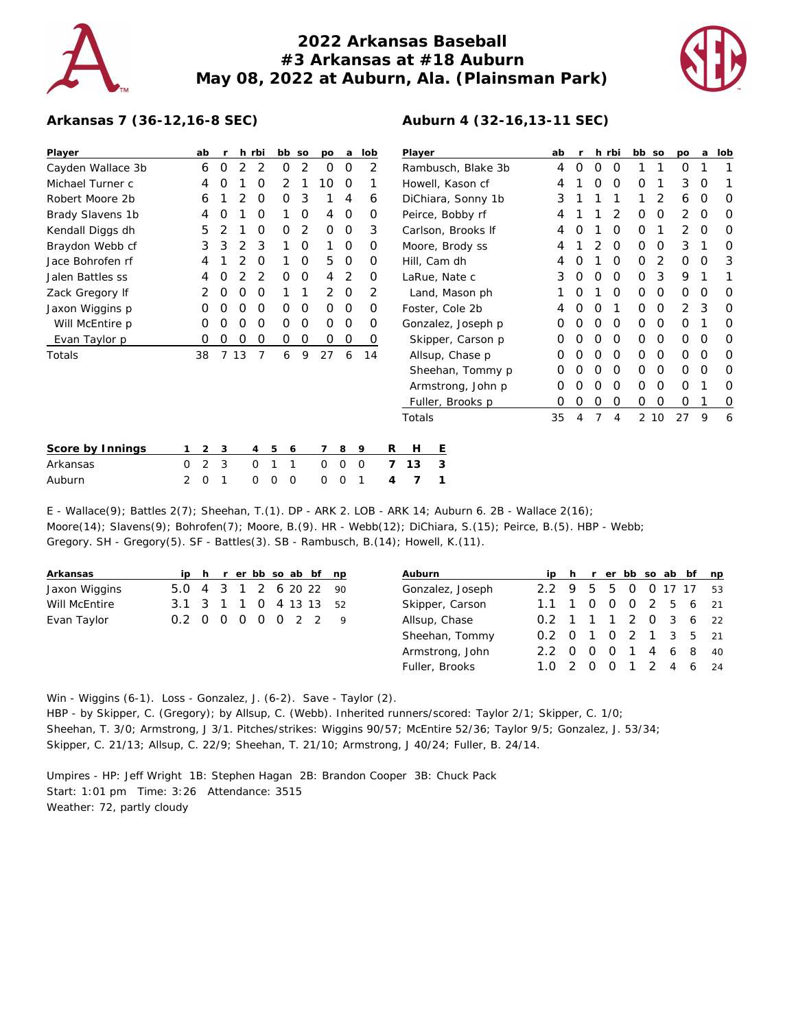# 2022 Arkansas Baseball
## #3 Arkansas at #18 Auburn
## May 08, 2022 at Auburn, Ala. (Plainsman Park)

### Arkansas 7 (36-12,16-8 SEC)

| Player | ab | r | h | rbi | bb | so | po | a | lob |
|---|---|---|---|---|---|---|---|---|---|
| Cayden Wallace 3b | 6 | 0 | 2 | 2 | 0 | 2 | 0 | 0 | 2 |
| Michael Turner c | 4 | 0 | 1 | 0 | 2 | 1 | 10 | 0 | 1 |
| Robert Moore 2b | 6 | 1 | 2 | 0 | 0 | 3 | 1 | 4 | 6 |
| Brady Slavens 1b | 4 | 0 | 1 | 0 | 1 | 0 | 4 | 0 | 0 |
| Kendall Diggs dh | 5 | 2 | 1 | 0 | 0 | 2 | 0 | 0 | 3 |
| Braydon Webb cf | 3 | 3 | 2 | 3 | 1 | 0 | 1 | 0 | 0 |
| Jace Bohrofen rf | 4 | 1 | 2 | 0 | 1 | 0 | 5 | 0 | 0 |
| Jalen Battles ss | 4 | 0 | 2 | 2 | 0 | 0 | 4 | 2 | 0 |
| Zack Gregory lf | 2 | 0 | 0 | 0 | 1 | 1 | 2 | 0 | 2 |
| Jaxon Wiggins p | 0 | 0 | 0 | 0 | 0 | 0 | 0 | 0 | 0 |
| Will McEntire p | 0 | 0 | 0 | 0 | 0 | 0 | 0 | 0 | 0 |
| Evan Taylor p | 0 | 0 | 0 | 0 | 0 | 0 | 0 | 0 | 0 |
| Totals | 38 | 7 | 13 | 7 | 6 | 9 | 27 | 6 | 14 |

### Auburn 4 (32-16,13-11 SEC)

| Player | ab | r | h | rbi | bb | so | po | a | lob |
|---|---|---|---|---|---|---|---|---|---|
| Rambusch, Blake 3b | 4 | 0 | 0 | 0 | 1 | 1 | 0 | 1 | 1 |
| Howell, Kason cf | 4 | 1 | 0 | 0 | 0 | 1 | 3 | 0 | 1 |
| DiChiara, Sonny 1b | 3 | 1 | 1 | 1 | 1 | 2 | 6 | 0 | 0 |
| Peirce, Bobby rf | 4 | 1 | 1 | 2 | 0 | 0 | 2 | 0 | 0 |
| Carlson, Brooks lf | 4 | 0 | 1 | 0 | 0 | 1 | 2 | 0 | 0 |
| Moore, Brody ss | 4 | 1 | 2 | 0 | 0 | 0 | 3 | 1 | 0 |
| Hill, Cam dh | 4 | 0 | 1 | 0 | 0 | 2 | 0 | 0 | 3 |
| LaRue, Nate c | 3 | 0 | 0 | 0 | 0 | 3 | 9 | 1 | 1 |
| Land, Mason ph | 1 | 0 | 1 | 0 | 0 | 0 | 0 | 0 | 0 |
| Foster, Cole 2b | 4 | 0 | 0 | 1 | 0 | 0 | 2 | 3 | 0 |
| Gonzalez, Joseph p | 0 | 0 | 0 | 0 | 0 | 0 | 0 | 1 | 0 |
| Skipper, Carson p | 0 | 0 | 0 | 0 | 0 | 0 | 0 | 0 | 0 |
| Allsup, Chase p | 0 | 0 | 0 | 0 | 0 | 0 | 0 | 0 | 0 |
| Sheehan, Tommy p | 0 | 0 | 0 | 0 | 0 | 0 | 0 | 0 | 0 |
| Armstrong, John p | 0 | 0 | 0 | 0 | 0 | 0 | 0 | 1 | 0 |
| Fuller, Brooks p | 0 | 0 | 0 | 0 | 0 | 0 | 0 | 1 | 0 |
| Totals | 35 | 4 | 7 | 4 | 2 | 10 | 27 | 9 | 6 |

| Score by Innings | 1 | 2 | 3 | 4 | 5 | 6 | 7 | 8 | 9 | R | H | E |
|---|---|---|---|---|---|---|---|---|---|---|---|---|
| Arkansas | 0 | 2 | 3 | 0 | 1 | 1 | 0 | 0 | 0 | 7 | 13 | 3 |
| Auburn | 2 | 0 | 1 | 0 | 0 | 0 | 0 | 0 | 1 | 4 | 7 | 1 |

E - Wallace(9); Battles 2(7); Sheehan, T.(1). DP - ARK 2. LOB - ARK 14; Auburn 6. 2B - Wallace 2(16); Moore(14); Slavens(9); Bohrofen(7); Moore, B.(9). HR - Webb(12); DiChiara, S.(15); Peirce, B.(5). HBP - Webb; Gregory. SH - Gregory(5). SF - Battles(3). SB - Rambusch, B.(14); Howell, K.(11).

| Arkansas | ip | h | r | er | bb | so | ab | bf | np |
|---|---|---|---|---|---|---|---|---|---|
| Jaxon Wiggins | 5.0 | 4 | 3 | 1 | 2 | 6 | 20 | 22 | 90 |
| Will McEntire | 3.1 | 3 | 1 | 1 | 0 | 4 | 13 | 13 | 52 |
| Evan Taylor | 0.2 | 0 | 0 | 0 | 0 | 0 | 2 | 2 | 9 |

| Auburn | ip | h | r | er | bb | so | ab | bf | np |
|---|---|---|---|---|---|---|---|---|---|
| Gonzalez, Joseph | 2.2 | 9 | 5 | 5 | 0 | 0 | 17 | 17 | 53 |
| Skipper, Carson | 1.1 | 1 | 0 | 0 | 0 | 2 | 5 | 6 | 21 |
| Allsup, Chase | 0.2 | 1 | 1 | 1 | 2 | 0 | 3 | 6 | 22 |
| Sheehan, Tommy | 0.2 | 0 | 1 | 0 | 2 | 1 | 3 | 5 | 21 |
| Armstrong, John | 2.2 | 0 | 0 | 0 | 1 | 4 | 6 | 8 | 40 |
| Fuller, Brooks | 1.0 | 2 | 0 | 0 | 1 | 2 | 4 | 6 | 24 |

Win - Wiggins (6-1). Loss - Gonzalez, J. (6-2). Save - Taylor (2).
HBP - by Skipper, C. (Gregory); by Allsup, C. (Webb). Inherited runners/scored: Taylor 2/1; Skipper, C. 1/0; Sheehan, T. 3/0; Armstrong, J 3/1. Pitches/strikes: Wiggins 90/57; McEntire 52/36; Taylor 9/5; Gonzalez, J. 53/34; Skipper, C. 21/13; Allsup, C. 22/9; Sheehan, T. 21/10; Armstrong, J 40/24; Fuller, B. 24/14.

Umpires - HP: Jeff Wright 1B: Stephen Hagan 2B: Brandon Cooper 3B: Chuck Pack
Start: 1:01 pm Time: 3:26 Attendance: 3515
Weather: 72, partly cloudy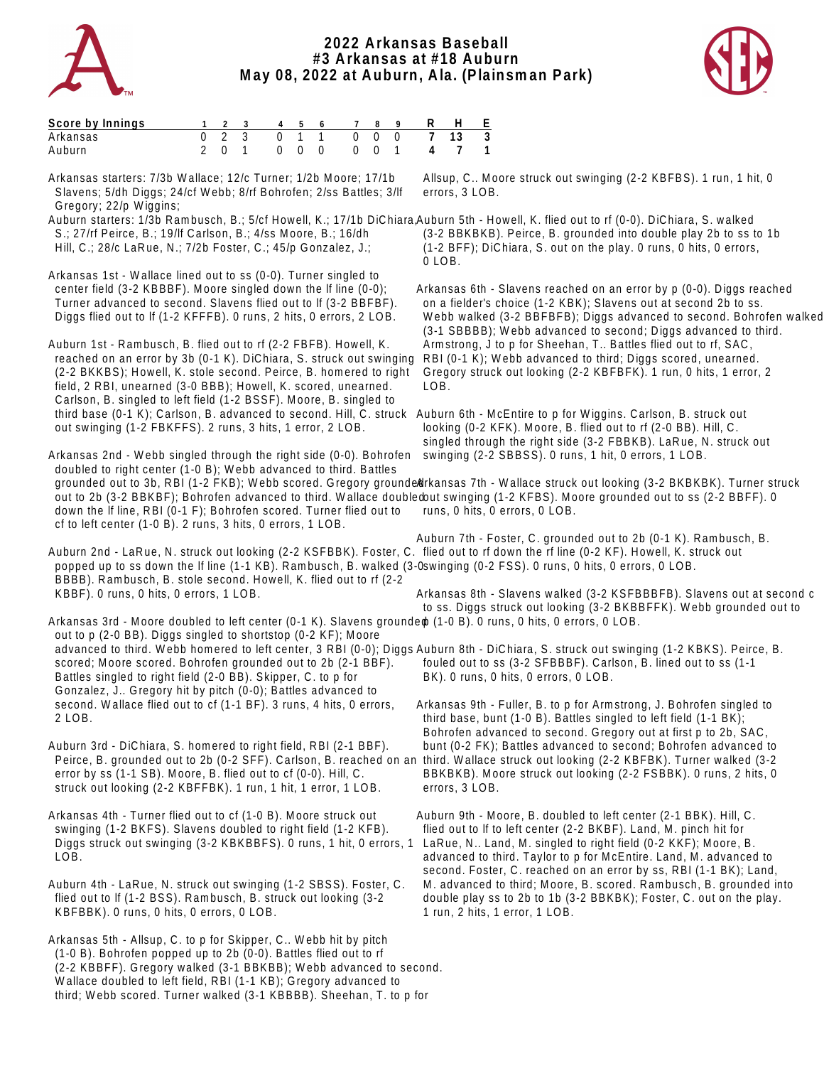# 2022 Arkansas Baseball
## #3 Arkansas at #18 Auburn
## May 08, 2022 at Auburn, Ala. (Plainsman Park)

| Score by Innings | 1 | 2 | 3 | 4 | 5 | 6 | 7 | 8 | 9 | R | H | E |
|---|---|---|---|---|---|---|---|---|---|---|---|---|
| Arkansas | 0 | 2 | 3 | 0 | 1 | 1 | 0 | 0 | 0 | 7 | 13 | 3 |
| Auburn | 2 | 0 | 1 | 0 | 0 | 0 | 0 | 0 | 1 | 4 | 7 | 1 |

Arkansas starters: 7/3b Wallace; 12/c Turner; 1/2b Moore; 17/1b Slavens; 5/dh Diggs; 24/cf Webb; 8/rf Bohrofen; 2/ss Battles; 3/lf Gregory; 22/p Wiggins;

Auburn starters: 1/3b Rambusch, B.; 5/cf Howell, K.; 17/1b DiChiara, S.; 27/rf Peirce, B.; 19/lf Carlson, B.; 4/ss Moore, B.; 16/dh Hill, C.; 28/c LaRue, N.; 7/2b Foster, C.; 45/p Gonzalez, J.;

Arkansas 1st - Wallace lined out to ss (0-0). Turner singled to center field (3-2 KBBBF). Moore singled down the lf line (0-0); Turner advanced to second. Slavens flied out to lf (3-2 BBFBF). Diggs flied out to lf (1-2 KFFFB). 0 runs, 2 hits, 0 errors, 2 LOB.

Auburn 1st - Rambusch, B. flied out to rf (2-2 FBFB). Howell, K. reached on an error by 3b (0-1 K). DiChiara, S. struck out swinging (2-2 BKKBS); Howell, K. stole second. Peirce, B. homered to right field, 2 RBI, unearned (3-0 BBB); Howell, K. scored, unearned. Carlson, B. singled to left field (1-2 BSSF). Moore, B. singled to third base (0-1 K); Carlson, B. advanced to second. Hill, C. struck out swinging (1-2 FBKFFS). 2 runs, 3 hits, 1 error, 2 LOB.

Arkansas 2nd - Webb singled through the right side (0-0). Bohrofen doubled to right center (1-0 B); Webb advanced to third. Battles grounded out to 3b, RBI (1-2 FKB); Webb scored. Gregory grounded out to 2b (3-2 BBKBF); Bohrofen advanced to third. Wallace doubled down the lf line, RBI (0-1 F); Bohrofen scored. Turner flied out to cf to left center (1-0 B). 2 runs, 3 hits, 0 errors, 1 LOB.

Auburn 2nd - LaRue, N. struck out looking (2-2 KSFBBK). Foster, C. popped up to ss down the lf line (1-1 KB). Rambusch, B. walked (3-0 BBBB). Rambusch, B. stole second. Howell, K. flied out to rf (2-2 KBBF). 0 runs, 0 hits, 0 errors, 1 LOB.

Arkansas 3rd - Moore doubled to left center (0-1 K). Slavens grounded out to p (2-0 BB). Diggs singled to shortstop (0-2 KF); Moore advanced to third. Webb homered to left center, 3 RBI (0-0); Diggs scored; Moore scored. Bohrofen grounded out to 2b (2-1 BBF). Battles singled to right field (2-0 BB). Skipper, C. to p for Gonzalez, J.. Gregory hit by pitch (0-0); Battles advanced to second. Wallace flied out to cf (1-1 BF). 3 runs, 4 hits, 0 errors, 2 LOB.

Auburn 3rd - DiChiara, S. homered to right field, RBI (2-1 BBF). Peirce, B. grounded out to 2b (0-2 SFF). Carlson, B. reached on an error by ss (1-1 SB). Moore, B. flied out to cf (0-0). Hill, C. struck out looking (2-2 KBFFBK). 1 run, 1 hit, 1 error, 1 LOB.

Arkansas 4th - Turner flied out to cf (1-0 B). Moore struck out swinging (1-2 BKFS). Slavens doubled to right field (1-2 KFB). Diggs struck out swinging (3-2 KBKBBFS). 0 runs, 1 hit, 0 errors, 1 LOB.

Auburn 4th - LaRue, N. struck out swinging (1-2 SBSS). Foster, C. flied out to lf (1-2 BSS). Rambusch, B. struck out looking (3-2 KBFBBK). 0 runs, 0 hits, 0 errors, 0 LOB.

Arkansas 5th - Allsup, C. to p for Skipper, C.. Webb hit by pitch (1-0 B). Bohrofen popped up to 2b (0-0). Battles flied out to rf (2-2 KBBFF). Gregory walked (3-1 BBKBB); Webb advanced to second. Wallace doubled to left field, RBI (1-1 KB); Gregory advanced to third; Webb scored. Turner walked (3-1 KBBBB). Sheehan, T. to p for Allsup, C.. Moore struck out swinging (2-2 KBFBS). 1 run, 1 hit, 0 errors, 3 LOB.

Auburn 5th - Howell, K. flied out to rf (0-0). DiChiara, S. walked (3-2 BBKBKB). Peirce, B. grounded into double play 2b to ss to 1b (1-2 BFF); DiChiara, S. out on the play. 0 runs, 0 hits, 0 errors, 0 LOB.

Arkansas 6th - Slavens reached on an error by p (0-0). Diggs reached on a fielder's choice (1-2 KBK); Slavens out at second 2b to ss. Webb walked (3-2 BBFBFB); Diggs advanced to second. Bohrofen walked (3-1 SBBBB); Webb advanced to second; Diggs advanced to third. Armstrong, J to p for Sheehan, T.. Battles flied out to rf, SAC, RBI (0-1 K); Webb advanced to third; Diggs scored, unearned. Gregory struck out looking (2-2 KBFBFK). 1 run, 0 hits, 1 error, 2 LOB.

Auburn 6th - McEntire to p for Wiggins. Carlson, B. struck out looking (0-2 KFK). Moore, B. flied out to rf (2-0 BB). Hill, C. singled through the right side (3-2 FBBKB). LaRue, N. struck out swinging (2-2 SBBSS). 0 runs, 1 hit, 0 errors, 1 LOB.

Arkansas 7th - Wallace struck out looking (3-2 BKBKBK). Turner struck out swinging (1-2 KFBS). Moore grounded out to ss (2-2 BBFF). 0 runs, 0 hits, 0 errors, 0 LOB.

Auburn 7th - Foster, C. grounded out to 2b (0-1 K). Rambusch, B. flied out to rf down the rf line (0-2 KF). Howell, K. struck out swinging (0-2 FSS). 0 runs, 0 hits, 0 errors, 0 LOB.

Arkansas 8th - Slavens walked (3-2 KSFBBBFB). Slavens out at second c to ss. Diggs struck out looking (3-2 BKBBFFK). Webb grounded out to p (1-0 B). 0 runs, 0 hits, 0 errors, 0 LOB.

Auburn 8th - DiChiara, S. struck out swinging (1-2 KBKS). Peirce, B. fouled out to ss (3-2 SFBBBF). Carlson, B. lined out to ss (1-1 BK). 0 runs, 0 hits, 0 errors, 0 LOB.

Arkansas 9th - Fuller, B. to p for Armstrong, J. Bohrofen singled to third base, bunt (1-0 B). Battles singled to left field (1-1 BK); Bohrofen advanced to second. Gregory out at first p to 2b, SAC, bunt (0-2 FK); Battles advanced to second; Bohrofen advanced to third. Wallace struck out looking (2-2 KBFBK). Turner walked (3-2 BBKBKB). Moore struck out looking (2-2 FSBBK). 0 runs, 2 hits, 0 errors, 3 LOB.

Auburn 9th - Moore, B. doubled to left center (2-1 BBK). Hill, C. flied out to lf to left center (2-2 BKBF). Land, M. pinch hit for LaRue, N.. Land, M. singled to right field (0-2 KKF); Moore, B. advanced to third. Taylor to p for McEntire. Land, M. advanced to second. Foster, C. reached on an error by ss, RBI (1-1 BK); Land, M. advanced to third; Moore, B. scored. Rambusch, B. grounded into double play ss to 2b to 1b (3-2 BBKBK); Foster, C. out on the play. 1 run, 2 hits, 1 error, 1 LOB.